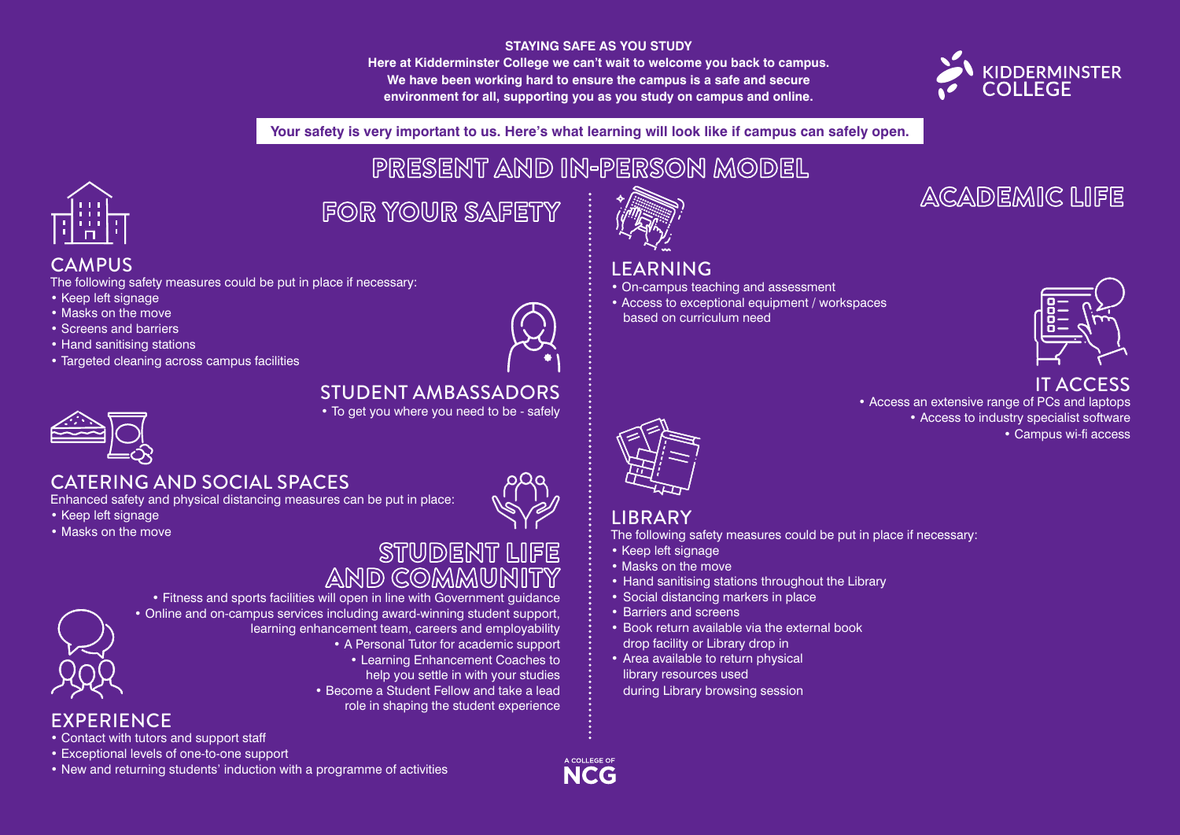**STAYING SAFE AS YOU STUDY**

**Here at Kidderminster College we can't wait to welcome you back to campus. We have been working hard to ensure the campus is a safe and secure environment for all, supporting you as you study on campus and online.**

KIDDERMINSTER COLLEGE

**Your safety is very important to us. Here's what learning will look like if campus can safely open.**

# PRESENT AND IN-PERSON MODEL

## FOR YOUR SAFETY

### CAMPUS

The following safety measures could be put in place if necessary:

- Keep left signage
- Masks on the move
- Screens and barriers
- Hand sanitising stations
- Targeted cleaning across campus facilities

### STUDENT AMBASSADORS

- To get you where you need to be - safely

### CATERING AND SOCIAL SPACES

Enhanced safety and physical distancing measures can be put in place:

- Keep left signage
- Masks on the move

## STUDENT LIFE AND COMMUNITY

- Fitness and sports facilities will open in line with Government guidance
- Online and on-campus services including award-winning student support, learning enhancement team, careers and employability
- A Personal Tutor for academic support
- Learning Enhancement Coaches to help you settle in with your studies
- Become a Student Fellow and take a lead role in shaping the student experience

### EXPERIENCE

- Contact with tutors and support staff
- Exceptional levels of one-to-one support
- New and returning students' induction with a programme of activities

## ACADEMIC LIFE

### LEARNING

- On-campus teaching and assessment
- Access to exceptional equipment / workspaces based on curriculum need

### IT ACCESS

- Access an extensive range of PCs and laptops
- Access to industry specialist software
- Campus wi-fi access

### LIBRARY

The following safety measures could be put in place if necessary:

- Keep left signage
- Masks on the move
- Hand sanitising stations throughout the Library
- Social distancing markers in place
- Barriers and screens
- Book return available via the external book drop facility or Library drop in
- Area available to return physical library resources used during Library browsing session

A COLLEGE OF NCG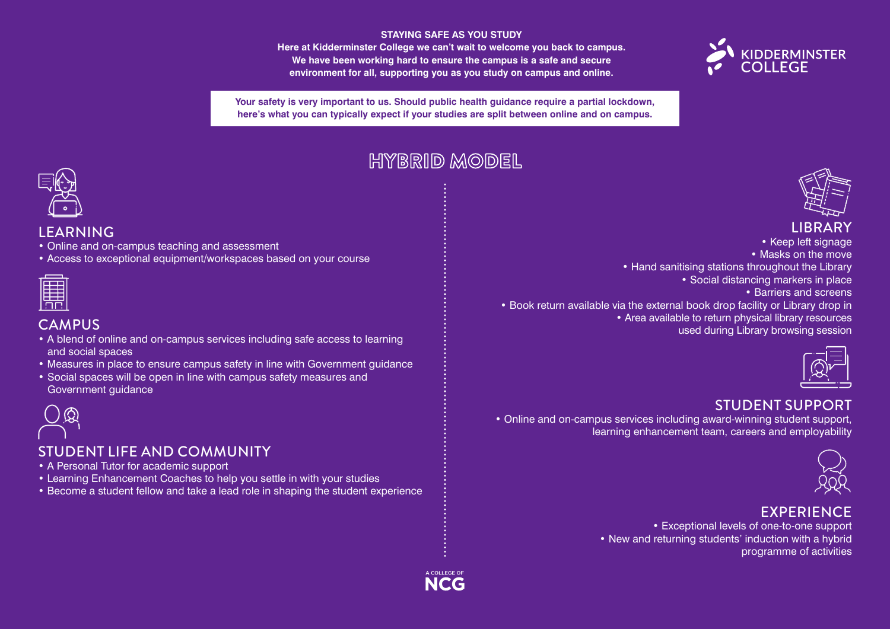**STAYING SAFE AS YOU STUDY**

**Here at Kidderminster College we can't wait to welcome you back to campus. We have been working hard to ensure the campus is a safe and secure environment for all, supporting you as you study on campus and online.**

KIDDERMINSTER COLLEGE

**Your safety is very important to us. Should public health guidance require a partial lockdown, here's what you can typically expect if your studies are split between online and on campus.**

# HYBRID MODEL

## LEARNING

- Online and on-campus teaching and assessment
- Access to exceptional equipment/workspaces based on your course

## CAMPUS

- A blend of online and on-campus services including safe access to learning and social spaces
- Measures in place to ensure campus safety in line with Government guidance
- Social spaces will be open in line with campus safety measures and Government guidance

## STUDENT LIFE AND COMMUNITY

- A Personal Tutor for academic support
- Learning Enhancement Coaches to help you settle in with your studies
- Become a student fellow and take a lead role in shaping the student experience

## LIBRARY

- Keep left signage
- Masks on the move
- Hand sanitising stations throughout the Library
- Social distancing markers in place
- Barriers and screens
- Book return available via the external book drop facility or Library drop in
- Area available to return physical library resources used during Library browsing session

## STUDENT SUPPORT

- Online and on-campus services including award-winning student support, learning enhancement team, careers and employability

## EXPERIENCE

- Exceptional levels of one-to-one support
- New and returning students' induction with a hybrid programme of activities

A COLLEGE OF NCG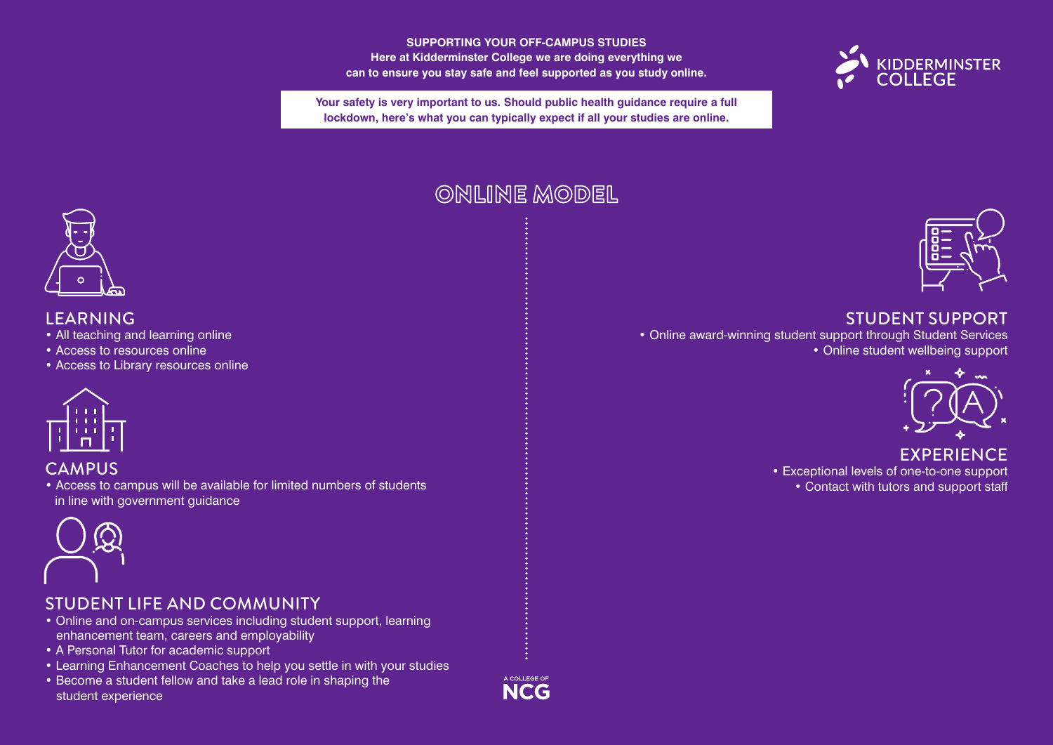**SUPPORTING YOUR OFF-CAMPUS STUDIES**

**Here at Kidderminster College we are doing everything we can to ensure you stay safe and feel supported as you study online.**

**Your safety is very important to us. Should public health guidance require a full lockdown, here's what you can typically expect if all your studies are online.**

KIDDERMINSTER COLLEGE

# ONLINE MODEL

## LEARNING

- All teaching and learning online
- Access to resources online
- Access to Library resources online

## CAMPUS

- Access to campus will be available for limited numbers of students in line with government guidance

## STUDENT LIFE AND COMMUNITY

- Online and on-campus services including student support, learning enhancement team, careers and employability
- A Personal Tutor for academic support
- Learning Enhancement Coaches to help you settle in with your studies
- Become a student fellow and take a lead role in shaping the student experience

## STUDENT SUPPORT

- Online award-winning student support through Student Services
- Online student wellbeing support

## EXPERIENCE

- Exceptional levels of one-to-one support
- Contact with tutors and support staff

A COLLEGE OF NCG